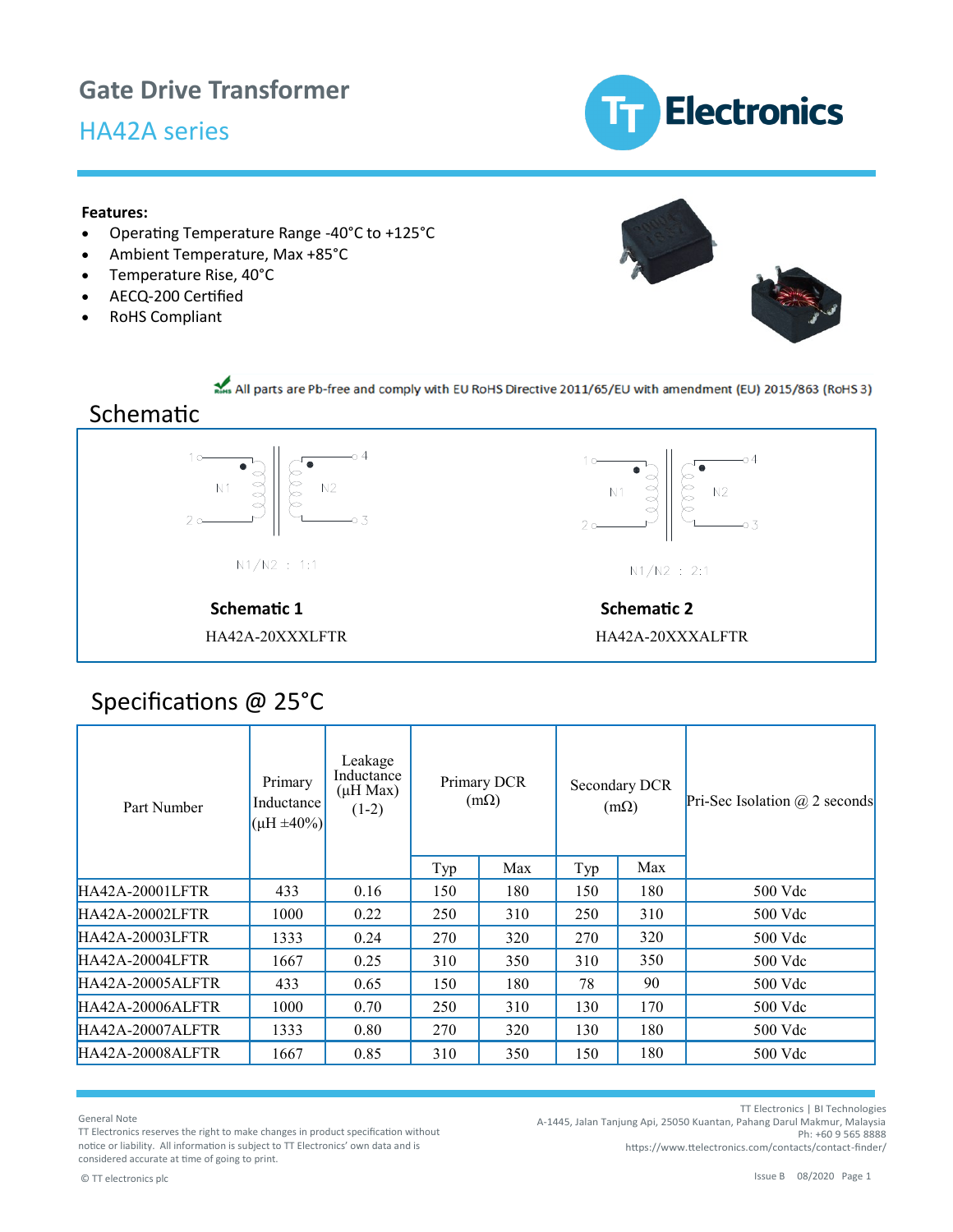# Gate Drive Transformer

## HA42A series

**Features:**

- Operating Temperature Range -40°C to +125°C
- Ambient Temperature, Max +85°C
- Temperature Rise, 40°C
- AECQ-200 Certified
- RoHS Compliant

All parts are Pb-free and comply with EU RoHS Directive 2011/65/EU with amendment (EU) 2015/863 (RoHS 3)

## Schematic

N1/N2 : 1:1

**Schematic 1**

HA42A-20XXXLFTR

N1/N2 : 2:1

**Schematic 2**

HA42A-20XXXALFTR

## Specifications @ 25°C

| Part Number | Primary Inductance (µH ±40%) | Leakage Inductance (µH Max) (1-2) | Primary DCR (mΩ) | | Secondary DCR (mΩ) | | Pri-Sec Isolation @ 2 seconds |
|---|---|---|---|---|---|---|---|
| | | | Typ | Max | Typ | Max | |
| HA42A-20001LFTR | 433 | 0.16 | 150 | 180 | 150 | 180 | 500 Vdc |
| HA42A-20002LFTR | 1000 | 0.22 | 250 | 310 | 250 | 310 | 500 Vdc |
| HA42A-20003LFTR | 1333 | 0.24 | 270 | 320 | 270 | 320 | 500 Vdc |
| HA42A-20004LFTR | 1667 | 0.25 | 310 | 350 | 310 | 350 | 500 Vdc |
| HA42A-20005ALFTR | 433 | 0.65 | 150 | 180 | 78 | 90 | 500 Vdc |
| HA42A-20006ALFTR | 1000 | 0.70 | 250 | 310 | 130 | 170 | 500 Vdc |
| HA42A-20007ALFTR | 1333 | 0.80 | 270 | 320 | 130 | 180 | 500 Vdc |
| HA42A-20008ALFTR | 1667 | 0.85 | 310 | 350 | 150 | 180 | 500 Vdc |

General Note
TT Electronics reserves the right to make changes in product specification without notice or liability. All information is subject to TT Electronics' own data and is considered accurate at time of going to print.

© TT electronics plc

TT Electronics | BI Technologies
A-1445, Jalan Tanjung Api, 25050 Kuantan, Pahang Darul Makmur, Malaysia
Ph: +60 9 565 8888
https://www.ttelectronics.com/contacts/contact-finder/

Issue B 08/2020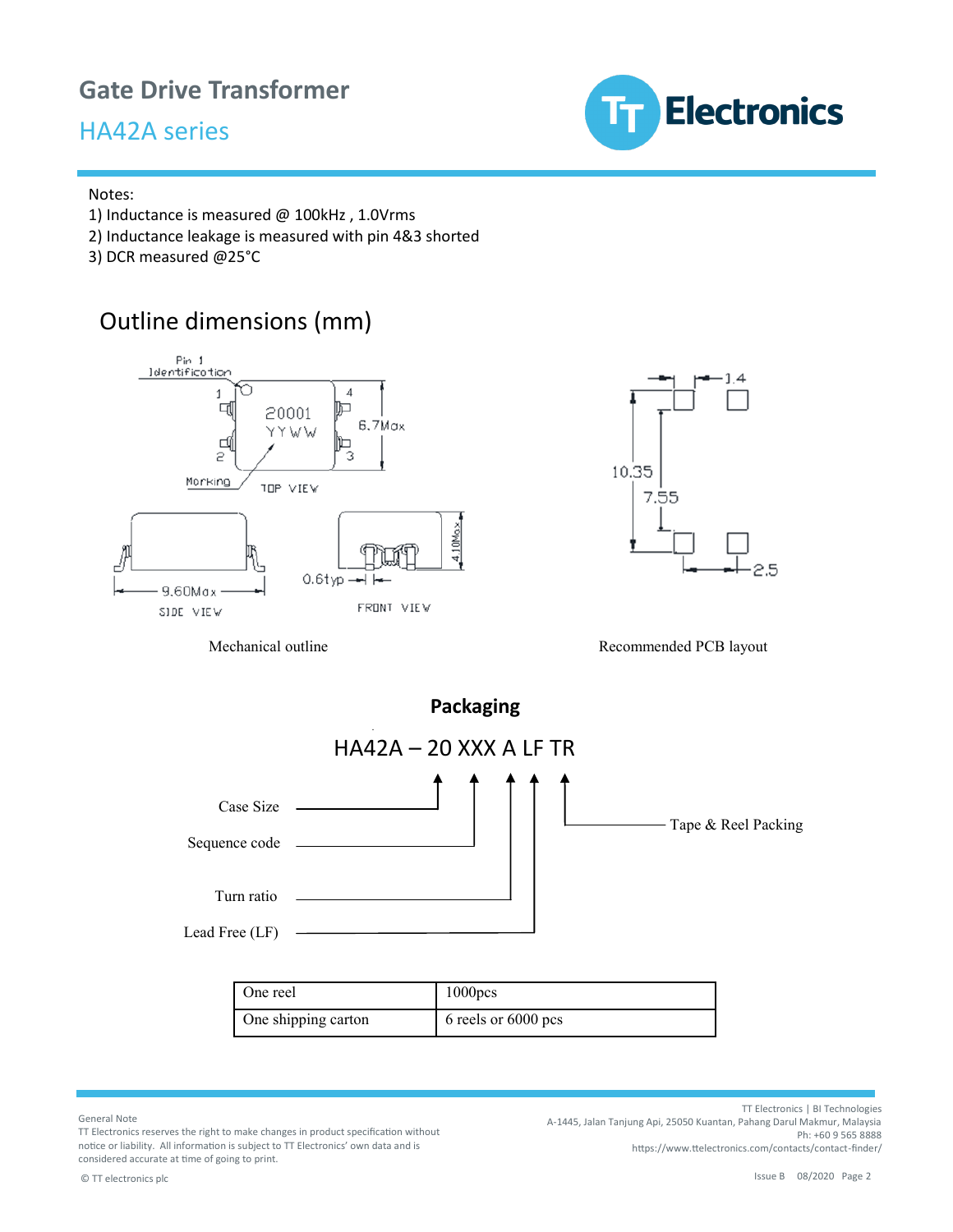Notes:

1) Inductance is measured @ 100kHz , 1.0Vrms
2) Inductance leakage is measured with pin 4&3 shorted
3) DCR measured @25°C

## Outline dimensions (mm)

Pin 1 Identification

1 4 2 3

20001
YYWW

6.7Max

Marking

TOP VIEW

9.60Max

SIDE VIEW

0.6typ

4.10Max

FRONT VIEW

Mechanical outline

1.4

10.35

7.55

2.5

Recommended PCB layout

## Packaging

HA42A – 20 XXX A LF TR

Case Size

Sequence code

Turn ratio

Lead Free (LF)

Tape & Reel Packing

| | |
|---|---|
| One reel | 1000pcs |
| One shipping carton | 6 reels or 6000 pcs |

General Note
TT Electronics reserves the right to make changes in product specification without notice or liability. All information is subject to TT Electronics' own data and is considered accurate at time of going to print.

© TT electronics plc

TT Electronics | BI Technologies
A-1445, Jalan Tanjung Api, 25050 Kuantan, Pahang Darul Makmur, Malaysia
Ph: +60 9 565 8888
https://www.ttelectronics.com/contacts/contact-finder/

Issue B 08/2020